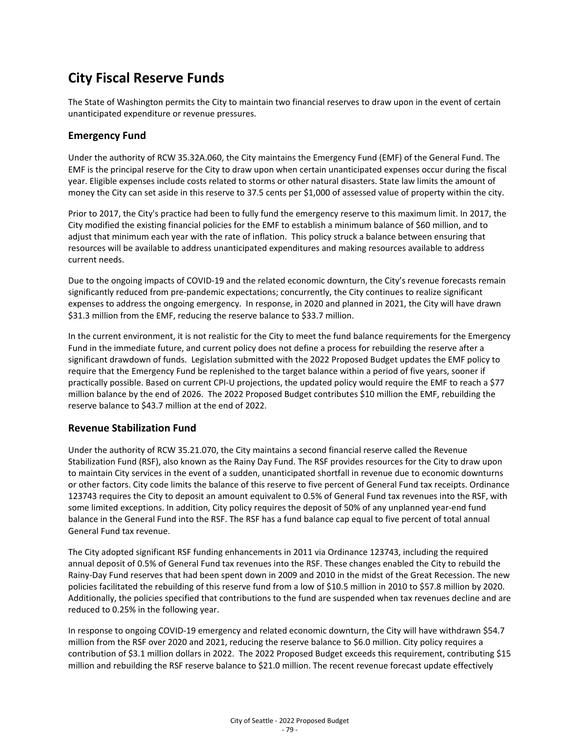# City Fiscal Reserve Funds

The State of Washington permits the City to maintain two financial reserves to draw upon in the event of certain unanticipated expenditure or revenue pressures.

## Emergency Fund

Under the authority of RCW 35.32A.060, the City maintains the Emergency Fund (EMF) of the General Fund. The EMF is the principal reserve for the City to draw upon when certain unanticipated expenses occur during the fiscal year. Eligible expenses include costs related to storms or other natural disasters. State law limits the amount of money the City can set aside in this reserve to 37.5 cents per $1,000 of assessed value of property within the city.

Prior to 2017, the City's practice had been to fully fund the emergency reserve to this maximum limit. In 2017, the City modified the existing financial policies for the EMF to establish a minimum balance of $60 million, and to adjust that minimum each year with the rate of inflation. This policy struck a balance between ensuring that resources will be available to address unanticipated expenditures and making resources available to address current needs.

Due to the ongoing impacts of COVID-19 and the related economic downturn, the City's revenue forecasts remain significantly reduced from pre-pandemic expectations; concurrently, the City continues to realize significant expenses to address the ongoing emergency. In response, in 2020 and planned in 2021, the City will have drawn $31.3 million from the EMF, reducing the reserve balance to $33.7 million.

In the current environment, it is not realistic for the City to meet the fund balance requirements for the Emergency Fund in the immediate future, and current policy does not define a process for rebuilding the reserve after a significant drawdown of funds. Legislation submitted with the 2022 Proposed Budget updates the EMF policy to require that the Emergency Fund be replenished to the target balance within a period of five years, sooner if practically possible. Based on current CPI-U projections, the updated policy would require the EMF to reach a $77 million balance by the end of 2026. The 2022 Proposed Budget contributes $10 million the EMF, rebuilding the reserve balance to $43.7 million at the end of 2022.

## Revenue Stabilization Fund

Under the authority of RCW 35.21.070, the City maintains a second financial reserve called the Revenue Stabilization Fund (RSF), also known as the Rainy Day Fund. The RSF provides resources for the City to draw upon to maintain City services in the event of a sudden, unanticipated shortfall in revenue due to economic downturns or other factors. City code limits the balance of this reserve to five percent of General Fund tax receipts. Ordinance 123743 requires the City to deposit an amount equivalent to 0.5% of General Fund tax revenues into the RSF, with some limited exceptions. In addition, City policy requires the deposit of 50% of any unplanned year-end fund balance in the General Fund into the RSF. The RSF has a fund balance cap equal to five percent of total annual General Fund tax revenue.

The City adopted significant RSF funding enhancements in 2011 via Ordinance 123743, including the required annual deposit of 0.5% of General Fund tax revenues into the RSF. These changes enabled the City to rebuild the Rainy-Day Fund reserves that had been spent down in 2009 and 2010 in the midst of the Great Recession. The new policies facilitated the rebuilding of this reserve fund from a low of $10.5 million in 2010 to $57.8 million by 2020. Additionally, the policies specified that contributions to the fund are suspended when tax revenues decline and are reduced to 0.25% in the following year.

In response to ongoing COVID-19 emergency and related economic downturn, the City will have withdrawn $54.7 million from the RSF over 2020 and 2021, reducing the reserve balance to $6.0 million. City policy requires a contribution of $3.1 million dollars in 2022. The 2022 Proposed Budget exceeds this requirement, contributing $15 million and rebuilding the RSF reserve balance to $21.0 million. The recent revenue forecast update effectively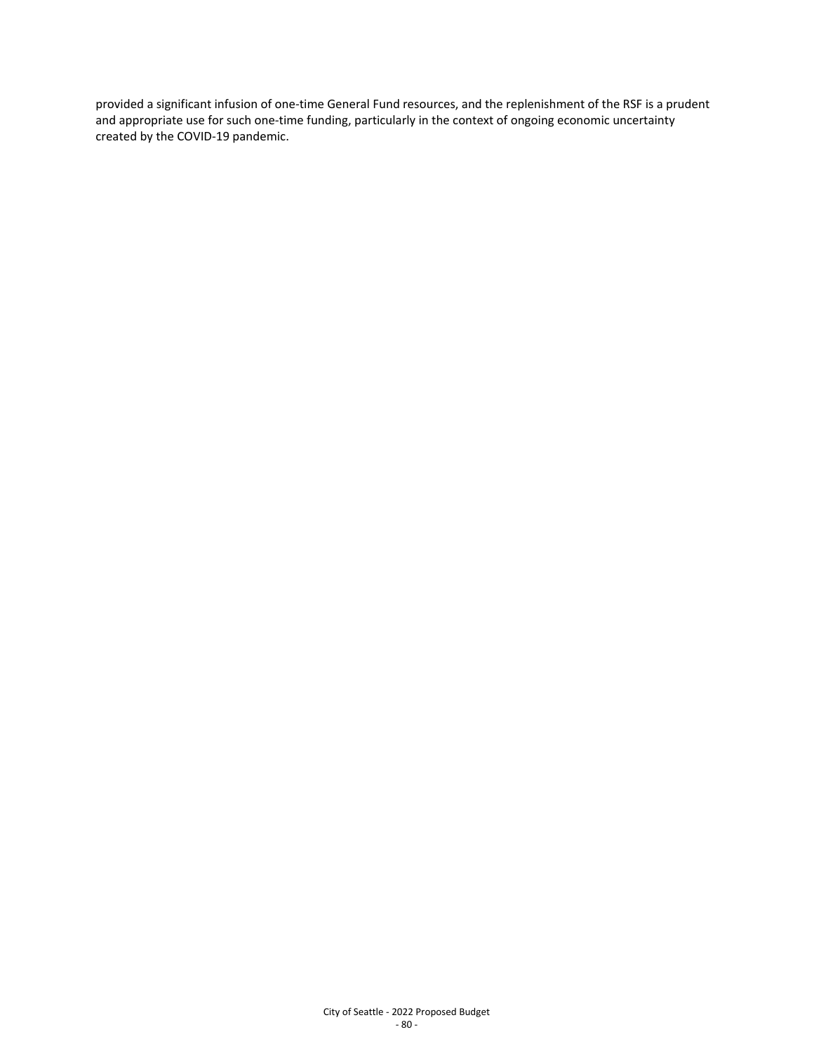provided a significant infusion of one-time General Fund resources, and the replenishment of the RSF is a prudent and appropriate use for such one-time funding, particularly in the context of ongoing economic uncertainty created by the COVID-19 pandemic.